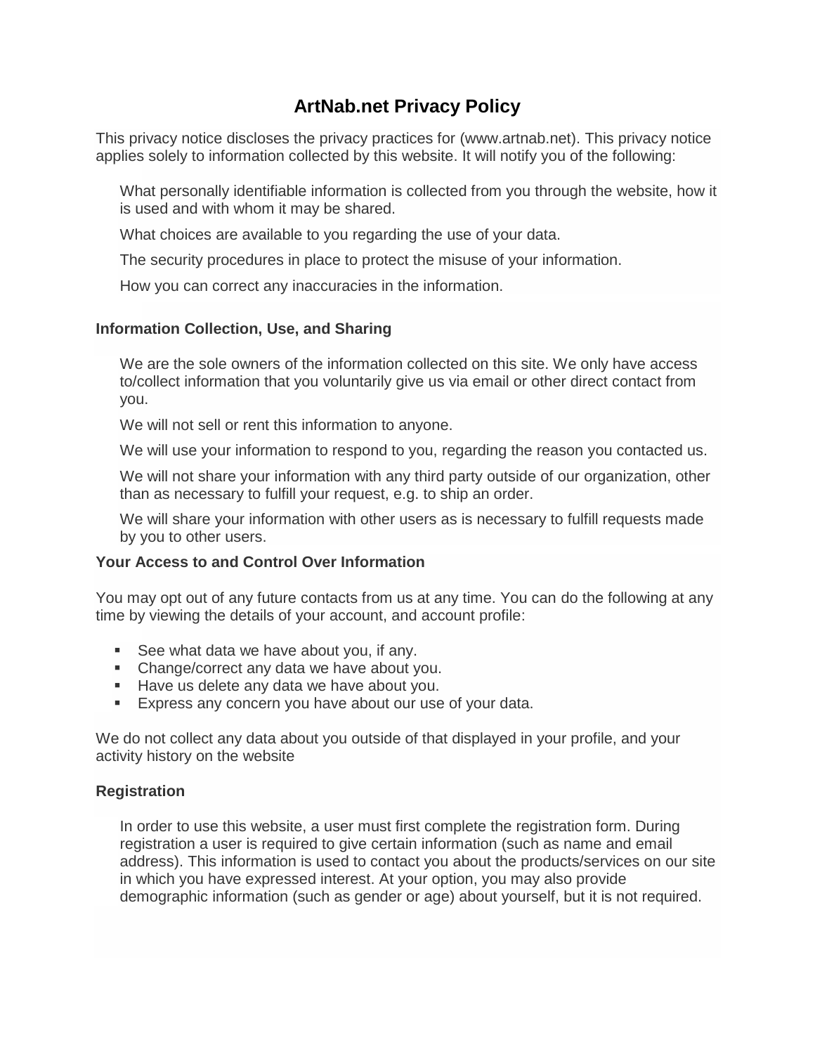# ArtNab.net Privacy Policy

This privacy notice discloses the privacy practices for (www.artnab.net). This privacy notice applies solely to information collected by this website. It will notify you of the following:

What personally identifiable information is collected from you through the website, how it is used and with whom it may be shared.

What choices are available to you regarding the use of your data.

The security procedures in place to protect the misuse of your information.

How you can correct any inaccuracies in the information.

### Information Collection, Use, and Sharing

We are the sole owners of the information collected on this site. We only have access to/collect information that you voluntarily give us via email or other direct contact from you.

We will not sell or rent this information to anyone.

We will use your information to respond to you, regarding the reason you contacted us.

We will not share your information with any third party outside of our organization, other than as necessary to fulfill your request, e.g. to ship an order.

We will share your information with other users as is necessary to fulfill requests made by you to other users.

### Your Access to and Control Over Information

You may opt out of any future contacts from us at any time. You can do the following at any time by viewing the details of your account, and account profile:

- See what data we have about you, if any.
- Change/correct any data we have about you.
- Have us delete any data we have about you.
- Express any concern you have about our use of your data.

We do not collect any data about you outside of that displayed in your profile, and your activity history on the website

### Registration

In order to use this website, a user must first complete the registration form. During registration a user is required to give certain information (such as name and email address). This information is used to contact you about the products/services on our site in which you have expressed interest. At your option, you may also provide demographic information (such as gender or age) about yourself, but it is not required.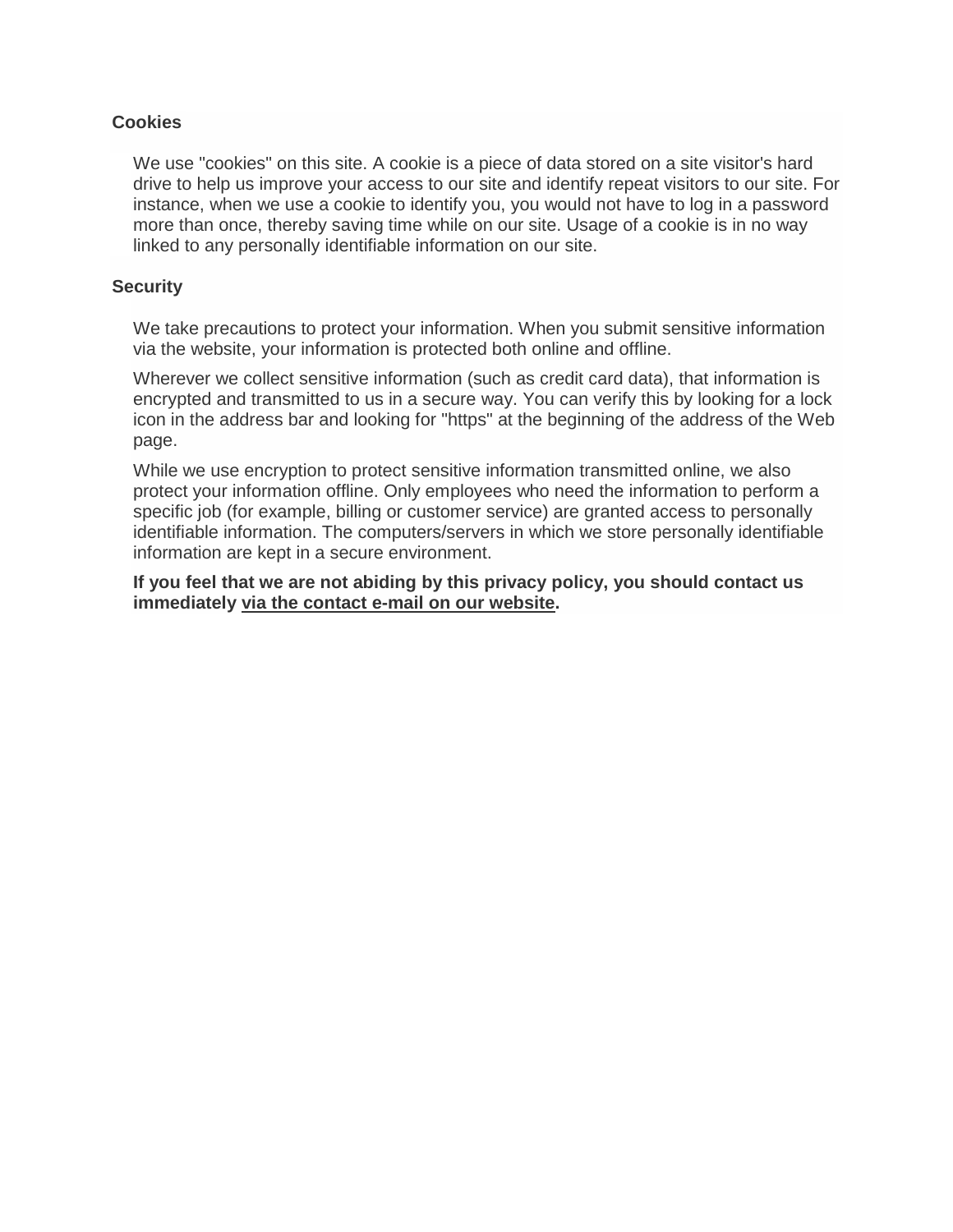### Cookies

We use "cookies" on this site. A cookie is a piece of data stored on a site visitor's hard drive to help us improve your access to our site and identify repeat visitors to our site. For instance, when we use a cookie to identify you, you would not have to log in a password more than once, thereby saving time while on our site. Usage of a cookie is in no way linked to any personally identifiable information on our site.

### Security

We take precautions to protect your information. When you submit sensitive information via the website, your information is protected both online and offline.

Wherever we collect sensitive information (such as credit card data), that information is encrypted and transmitted to us in a secure way. You can verify this by looking for a lock icon in the address bar and looking for "https" at the beginning of the address of the Web page.

While we use encryption to protect sensitive information transmitted online, we also protect your information offline. Only employees who need the information to perform a specific job (for example, billing or customer service) are granted access to personally identifiable information. The computers/servers in which we store personally identifiable information are kept in a secure environment.

**If you feel that we are not abiding by this privacy policy, you should contact us immediately via the contact e-mail on our website.**